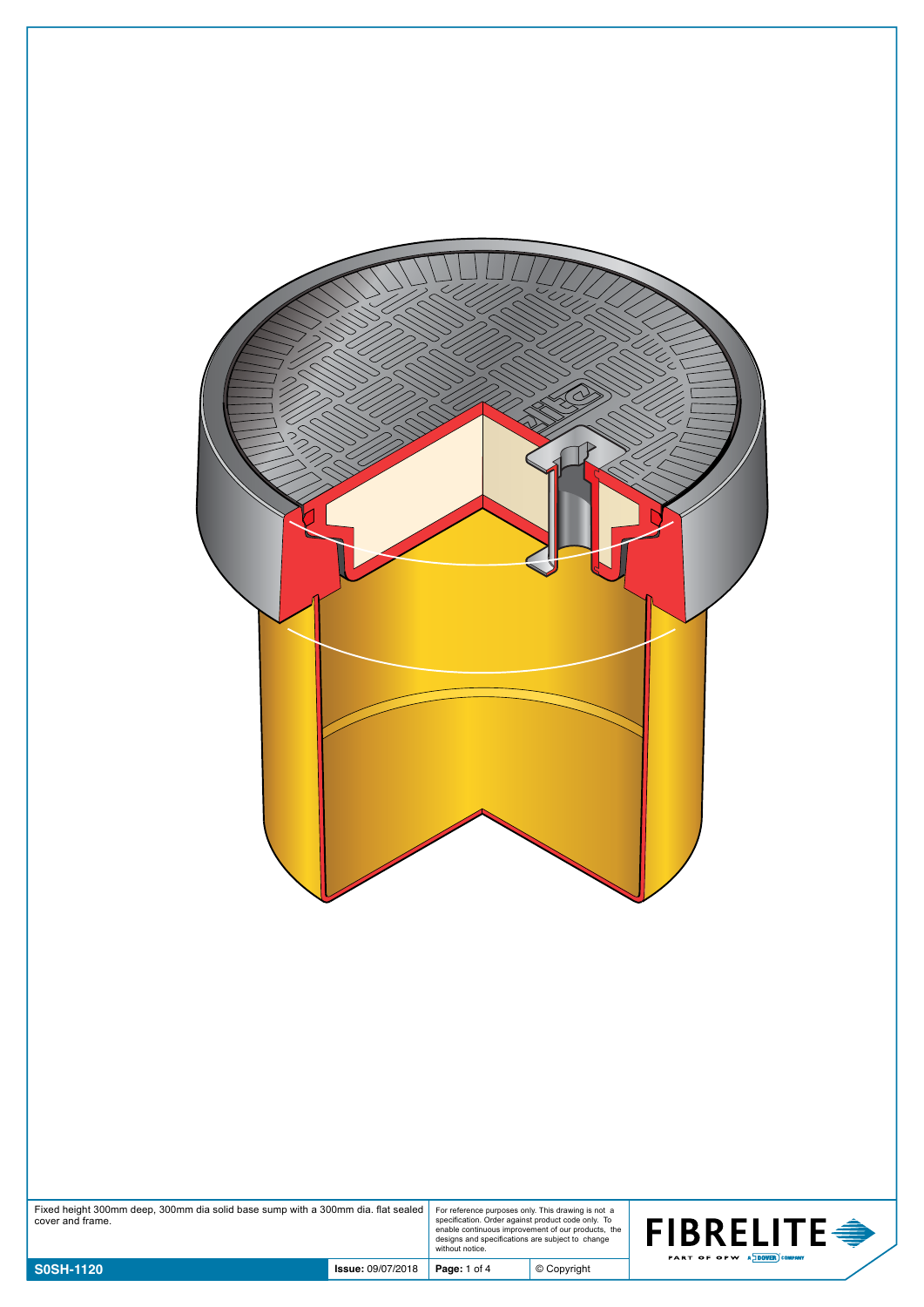Fixed height 300mm deep, 300mm dia solid base sump with a 300mm dia. flat sealed cover and frame.

For reference purposes only. This drawing is not a specification. Order against product code only. To enable continuous improvement of our products, the designs and specifications are subject to change without notice.

**FIBRELITE** PART OF OPW A DOVER COMPANY

| **S0SH-1120** | **Issue:** 09/07/2018 | **Page:** 1 of 4 | © Copyright |
|---|---|---|---|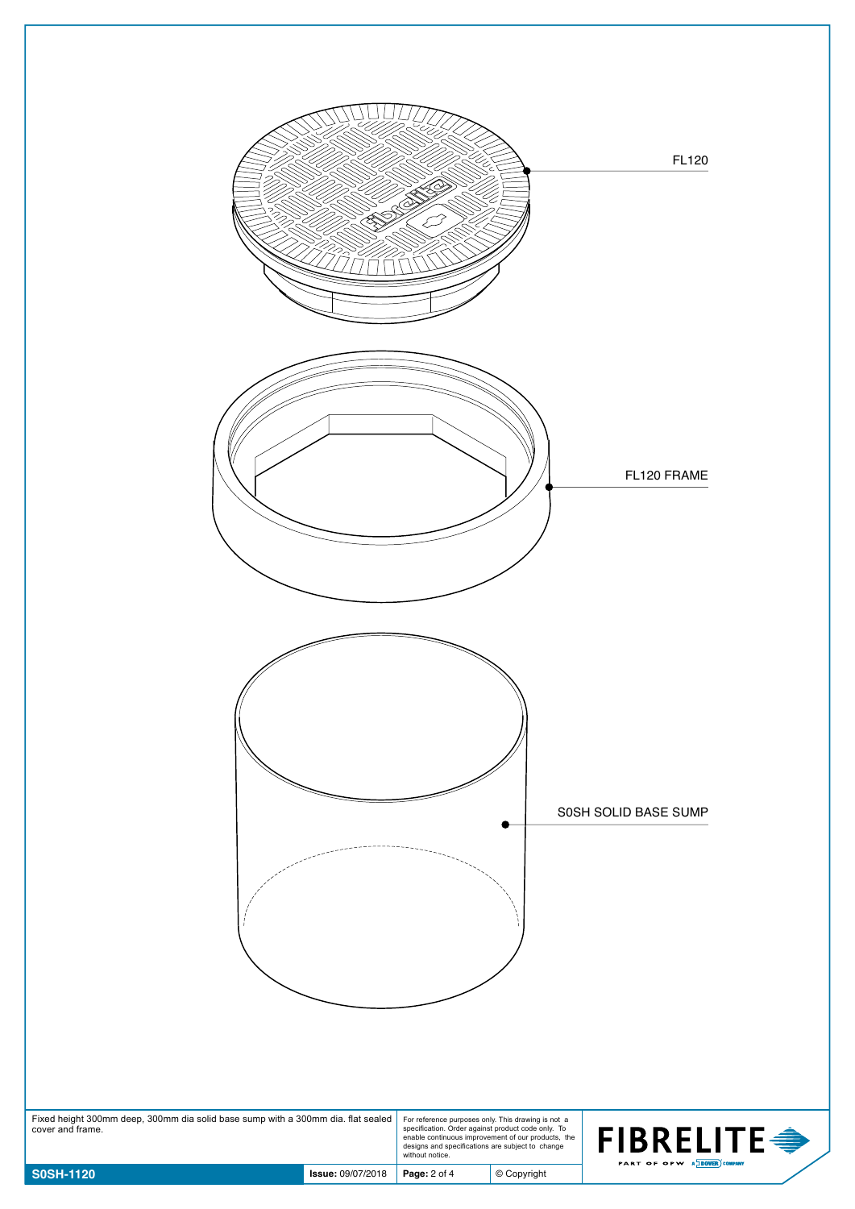FL120

FL120 FRAME

S0SH SOLID BASE SUMP

Fixed height 300mm deep, 300mm dia solid base sump with a 300mm dia. flat sealed cover and frame.

For reference purposes only. This drawing is not a specification. Order against product code only. To enable continuous improvement of our products, the designs and specifications are subject to change without notice.

FIBRELITE

PART OF OPW A DOVER COMPANY

| **S0SH-1120** | **Issue:** 09/07/2018 | **Page:** 2 of 4 | © Copyright |
|---|---|---|---|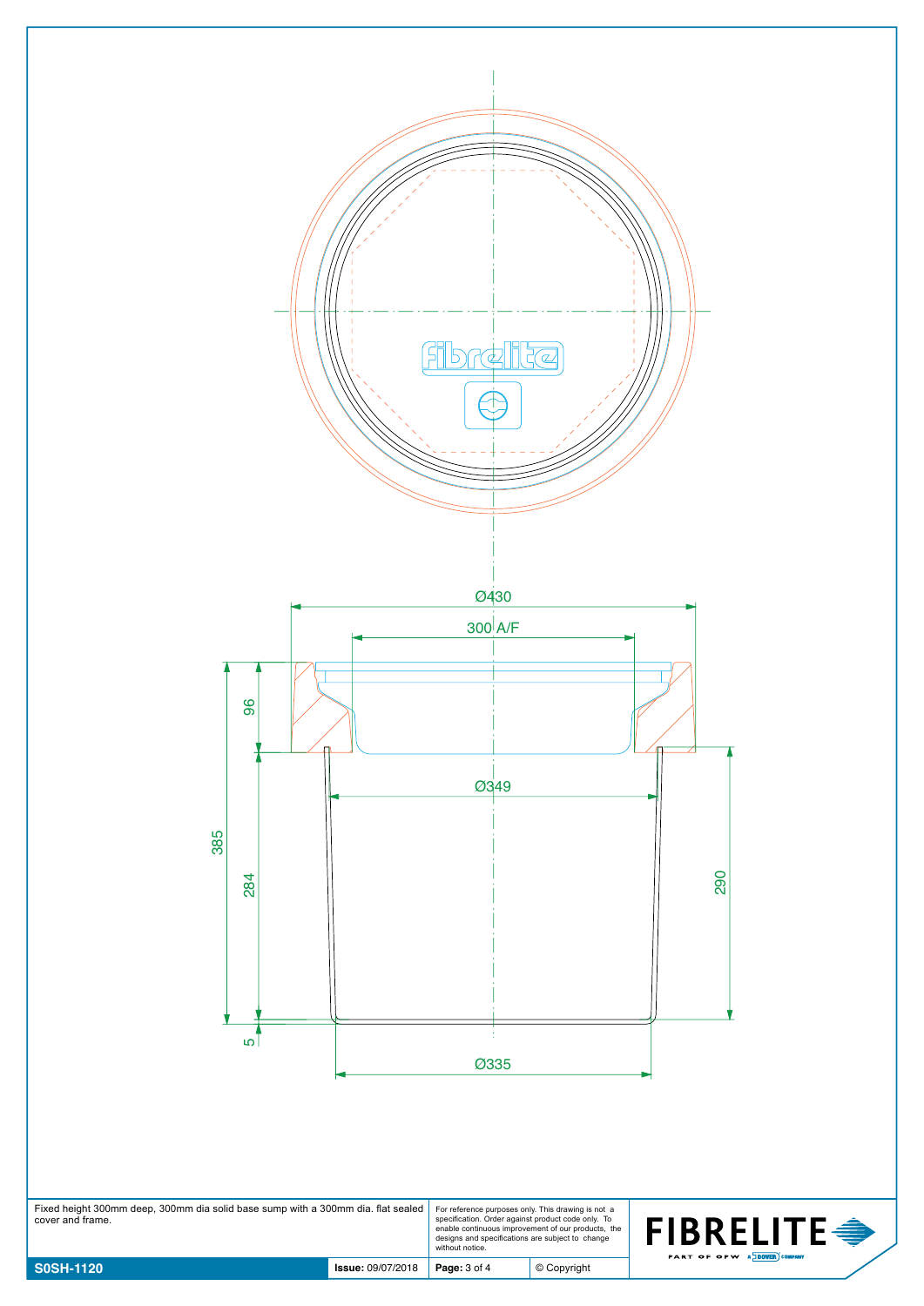Ø430

300 A/F

96

385

284

Ø349

290

5

Ø335

Fixed height 300mm deep, 300mm dia solid base sump with a 300mm dia. flat sealed cover and frame.

For reference purposes only. This drawing is not a specification. Order against product code only. To enable continuous improvement of our products, the designs and specifications are subject to change without notice.

**FIBRELITE**

PART OF OPW A DOVER COMPANY

| **S0SH-1120** | **Issue:** 09/07/2018 | **Page:** 3 of 4 | © Copyright |
|---|---|---|---|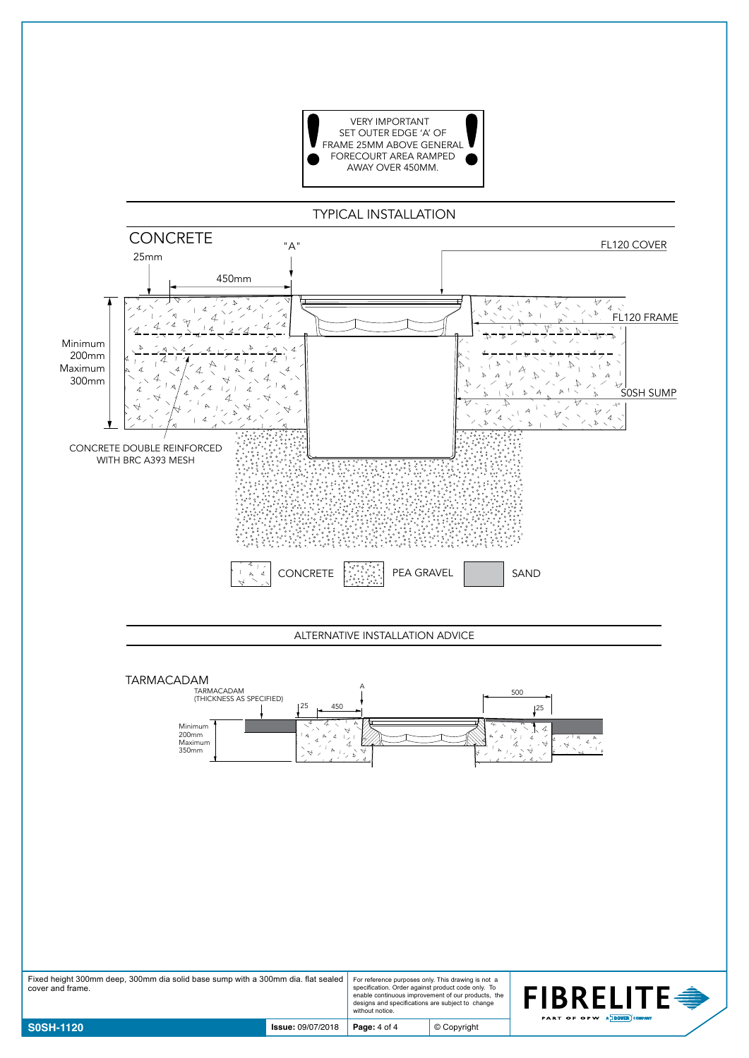VERY IMPORTANT
SET OUTER EDGE 'A' OF
FRAME 25MM ABOVE GENERAL
FORECOURT AREA RAMPED
AWAY OVER 450MM.

## TYPICAL INSTALLATION

### CONCRETE

"A"

FL120 COVER

25mm

450mm

FL120 FRAME

Minimum
200mm
Maximum
300mm

S0SH SUMP

CONCRETE DOUBLE REINFORCED
WITH BRC A393 MESH

CONCRETE

PEA GRAVEL

SAND

## ALTERNATIVE INSTALLATION ADVICE

### TARMACADAM

TARMACADAM
(THICKNESS AS SPECIFIED)

A

25

450

500

25

Minimum
200mm
Maximum
350mm

Fixed height 300mm deep, 300mm dia solid base sump with a 300mm dia. flat sealed cover and frame.

For reference purposes only. This drawing is not a specification. Order against product code only. To enable continuous improvement of our products, the designs and specifications are subject to change without notice.

FIBRELITE
PART OF OPW A DOVER COMPANY

| | | | |
|---|---|---|---|
| **S0SH-1120** | **Issue:** 09/07/2018 | **Page:** 4 of 4 | © Copyright |